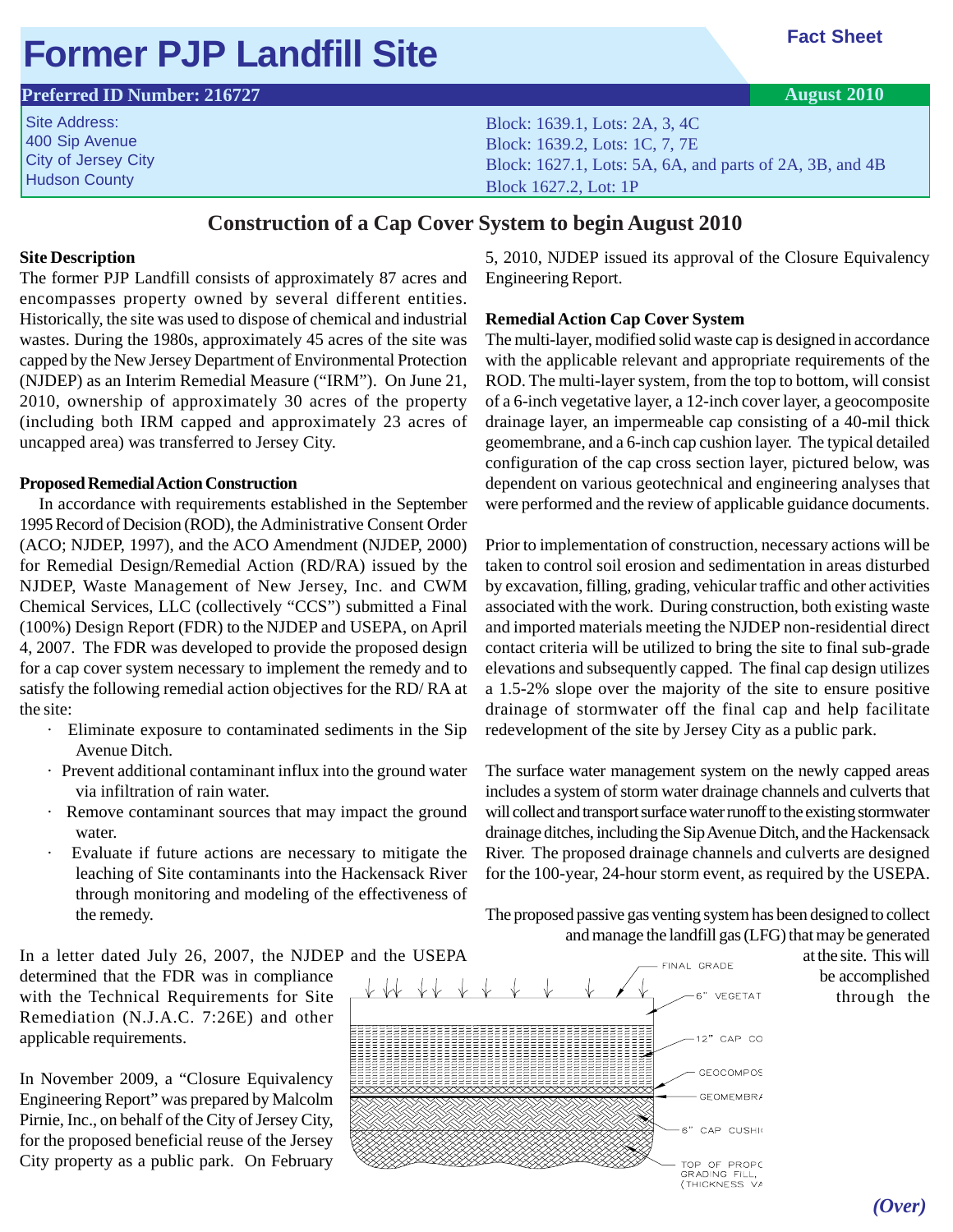# Former PJP Landfill Site

**Fact Sheet**

**Preferred ID Number: 216727** — **August 2010**

Site Address:
400 Sip Avenue
City of Jersey City
Hudson County

Block: 1639.1, Lots: 2A, 3, 4C
Block: 1639.2, Lots: 1C, 7, 7E
Block: 1627.1, Lots: 5A, 6A, and parts of 2A, 3B, and 4B
Block 1627.2, Lot: 1P

## Construction of a Cap Cover System to begin August 2010

### Site Description

The former PJP Landfill consists of approximately 87 acres and encompasses property owned by several different entities. Historically, the site was used to dispose of chemical and industrial wastes. During the 1980s, approximately 45 acres of the site was capped by the New Jersey Department of Environmental Protection (NJDEP) as an Interim Remedial Measure ("IRM"). On June 21, 2010, ownership of approximately 30 acres of the property (including both IRM capped and approximately 23 acres of uncapped area) was transferred to Jersey City.

### Proposed Remedial Action Construction

In accordance with requirements established in the September 1995 Record of Decision (ROD), the Administrative Consent Order (ACO; NJDEP, 1997), and the ACO Amendment (NJDEP, 2000) for Remedial Design/Remedial Action (RD/RA) issued by the NJDEP, Waste Management of New Jersey, Inc. and CWM Chemical Services, LLC (collectively "CCS") submitted a Final (100%) Design Report (FDR) to the NJDEP and USEPA, on April 4, 2007. The FDR was developed to provide the proposed design for a cap cover system necessary to implement the remedy and to satisfy the following remedial action objectives for the RD/ RA at the site:

- Eliminate exposure to contaminated sediments in the Sip Avenue Ditch.
- Prevent additional contaminant influx into the ground water via infiltration of rain water.
- Remove contaminant sources that may impact the ground water.
- Evaluate if future actions are necessary to mitigate the leaching of Site contaminants into the Hackensack River through monitoring and modeling of the effectiveness of the remedy.

In a letter dated July 26, 2007, the NJDEP and the USEPA determined that the FDR was in compliance with the Technical Requirements for Site Remediation (N.J.A.C. 7:26E) and other applicable requirements.

In November 2009, a "Closure Equivalency Engineering Report" was prepared by Malcolm Pirnie, Inc., on behalf of the City of Jersey City, for the proposed beneficial reuse of the Jersey City property as a public park. On February 5, 2010, NJDEP issued its approval of the Closure Equivalency Engineering Report.

### Remedial Action Cap Cover System

The multi-layer, modified solid waste cap is designed in accordance with the applicable relevant and appropriate requirements of the ROD. The multi-layer system, from the top to bottom, will consist of a 6-inch vegetative layer, a 12-inch cover layer, a geocomposite drainage layer, an impermeable cap consisting of a 40-mil thick geomembrane, and a 6-inch cap cushion layer. The typical detailed configuration of the cap cross section layer, pictured below, was dependent on various geotechnical and engineering analyses that were performed and the review of applicable guidance documents.

Prior to implementation of construction, necessary actions will be taken to control soil erosion and sedimentation in areas disturbed by excavation, filling, grading, vehicular traffic and other activities associated with the work. During construction, both existing waste and imported materials meeting the NJDEP non-residential direct contact criteria will be utilized to bring the site to final sub-grade elevations and subsequently capped. The final cap design utilizes a 1.5-2% slope over the majority of the site to ensure positive drainage of stormwater off the final cap and help facilitate redevelopment of the site by Jersey City as a public park.

The surface water management system on the newly capped areas includes a system of storm water drainage channels and culverts that will collect and transport surface water runoff to the existing stormwater drainage ditches, including the Sip Avenue Ditch, and the Hackensack River. The proposed drainage channels and culverts are designed for the 100-year, 24-hour storm event, as required by the USEPA.

The proposed passive gas venting system has been designed to collect and manage the landfill gas (LFG) that may be generated at the site. This will be accomplished through the

FINAL GRADE
6" VEGETAT
12" CAP CO
GEOCOMPOS
GEOMEMBRA
6" CAP CUSHI
TOP OF PROPO GRADING FILL, (THICKNESS VA

*(Over)*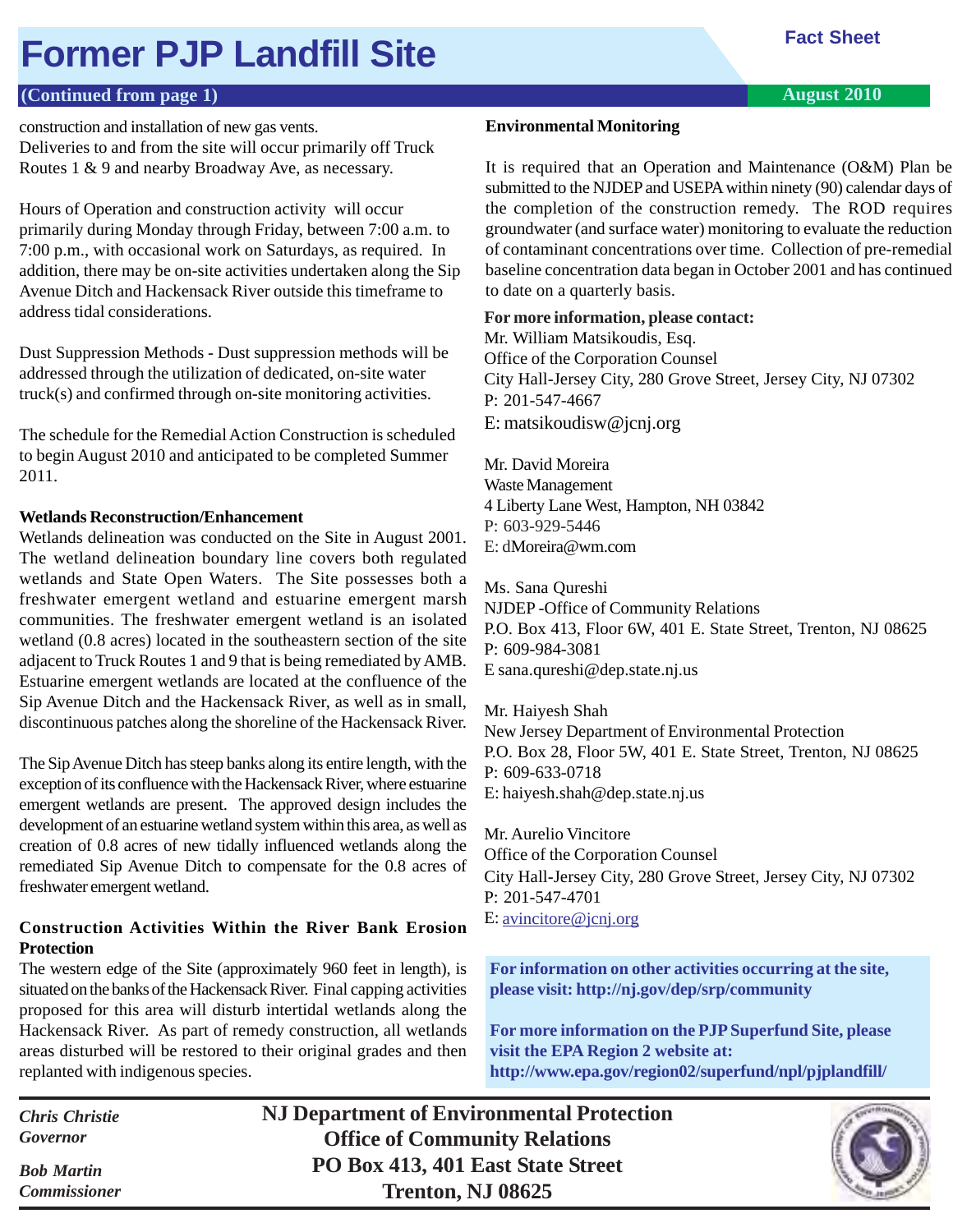# Former PJP Landfill Site

**Fact Sheet**

**(Continued from page 1)**

**August 2010**

construction and installation of new gas vents. Deliveries to and from the site will occur primarily off Truck Routes 1 & 9 and nearby Broadway Ave, as necessary.

Hours of Operation and construction activity will occur primarily during Monday through Friday, between 7:00 a.m. to 7:00 p.m., with occasional work on Saturdays, as required. In addition, there may be on-site activities undertaken along the Sip Avenue Ditch and Hackensack River outside this timeframe to address tidal considerations.

Dust Suppression Methods - Dust suppression methods will be addressed through the utilization of dedicated, on-site water truck(s) and confirmed through on-site monitoring activities.

The schedule for the Remedial Action Construction is scheduled to begin August 2010 and anticipated to be completed Summer 2011.

### Wetlands Reconstruction/Enhancement

Wetlands delineation was conducted on the Site in August 2001. The wetland delineation boundary line covers both regulated wetlands and State Open Waters. The Site possesses both a freshwater emergent wetland and estuarine emergent marsh communities. The freshwater emergent wetland is an isolated wetland (0.8 acres) located in the southeastern section of the site adjacent to Truck Routes 1 and 9 that is being remediated by AMB. Estuarine emergent wetlands are located at the confluence of the Sip Avenue Ditch and the Hackensack River, as well as in small, discontinuous patches along the shoreline of the Hackensack River.

The Sip Avenue Ditch has steep banks along its entire length, with the exception of its confluence with the Hackensack River, where estuarine emergent wetlands are present. The approved design includes the development of an estuarine wetland system within this area, as well as creation of 0.8 acres of new tidally influenced wetlands along the remediated Sip Avenue Ditch to compensate for the 0.8 acres of freshwater emergent wetland.

### Construction Activities Within the River Bank Erosion Protection

The western edge of the Site (approximately 960 feet in length), is situated on the banks of the Hackensack River. Final capping activities proposed for this area will disturb intertidal wetlands along the Hackensack River. As part of remedy construction, all wetlands areas disturbed will be restored to their original grades and then replanted with indigenous species.

### Environmental Monitoring

It is required that an Operation and Maintenance (O&M) Plan be submitted to the NJDEP and USEPA within ninety (90) calendar days of the completion of the construction remedy. The ROD requires groundwater (and surface water) monitoring to evaluate the reduction of contaminant concentrations over time. Collection of pre-remedial baseline concentration data began in October 2001 and has continued to date on a quarterly basis.

**For more information, please contact:**

Mr. William Matsikoudis, Esq.
Office of the Corporation Counsel
City Hall-Jersey City, 280 Grove Street, Jersey City, NJ 07302
P: 201-547-4667
E: matsikoudisw@jcnj.org

Mr. David Moreira
Waste Management
4 Liberty Lane West, Hampton, NH 03842
P: 603-929-5446
E: dMoreira@wm.com

Ms. Sana Qureshi
NJDEP -Office of Community Relations
P.O. Box 413, Floor 6W, 401 E. State Street, Trenton, NJ 08625
P: 609-984-3081
E sana.qureshi@dep.state.nj.us

Mr. Haiyesh Shah
New Jersey Department of Environmental Protection
P.O. Box 28, Floor 5W, 401 E. State Street, Trenton, NJ 08625
P: 609-633-0718
E: haiyesh.shah@dep.state.nj.us

Mr. Aurelio Vincitore
Office of the Corporation Counsel
City Hall-Jersey City, 280 Grove Street, Jersey City, NJ 07302
P: 201-547-4701
E: avincitore@jcnj.org

**For information on other activities occurring at the site, please visit: http://nj.gov/dep/srp/community**

**For more information on the PJP Superfund Site, please visit the EPA Region 2 website at: http://www.epa.gov/region02/superfund/npl/pjplandfill/**

***Chris Christie***
***Governor***

***Bob Martin***
***Commissioner***

**NJ Department of Environmental Protection**
**Office of Community Relations**
**PO Box 413, 401 East State Street**
**Trenton, NJ 08625**